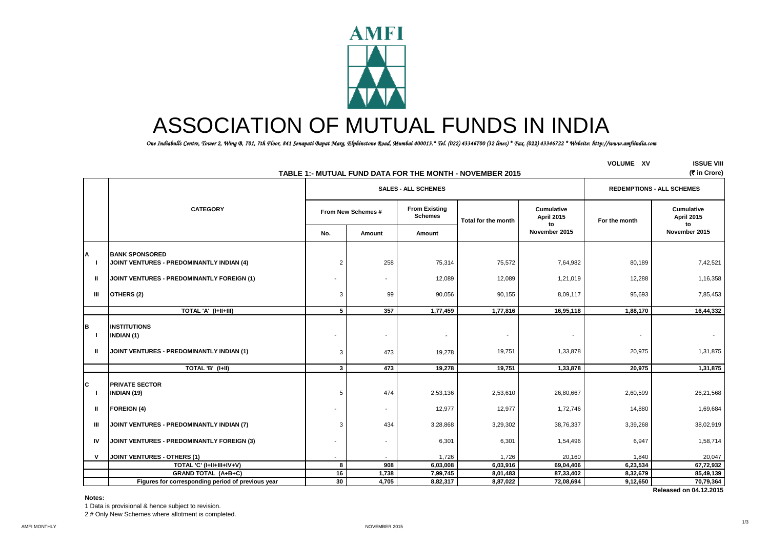# ASSOCIATION OF MUTUAL FUNDS IN INDIA

*One Indiabulls Centre, Tower 2, Wing B, 701, 7th Floor, 841 Senapati Bapat Marg, Elphinstone Road, Mumbai 400013.* Tel. (022) 43346700 (32 lines) * Fax. (022) 43346722 * Website: http://www.amfiindia.com*

VOLUME XV ISSUE VIII

## TABLE 1:- MUTUAL FUND DATA FOR THE MONTH - NOVEMBER 2015

(₹ in Crore)

| | CATEGORY | SALES - ALL SCHEMES | | | | | REDEMPTIONS - ALL SCHEMES | |
|---|---|---|---|---|---|---|---|---|
| | | From New Schemes # | | From Existing Schemes | Total for the month | Cumulative April 2015 to November 2015 | For the month | Cumulative April 2015 to November 2015 |
| | | No. | Amount | Amount | | | | |
| **A** | **BANK SPONSORED** | | | | | | | |
| I | **JOINT VENTURES - PREDOMINANTLY INDIAN (4)** | 2 | 258 | 75,314 | 75,572 | 7,64,982 | 80,189 | 7,42,521 |
| II | **JOINT VENTURES - PREDOMINANTLY FOREIGN (1)** | - | - | 12,089 | 12,089 | 1,21,019 | 12,288 | 1,16,358 |
| III | **OTHERS (2)** | 3 | 99 | 90,056 | 90,155 | 8,09,117 | 95,693 | 7,85,453 |
| | **TOTAL 'A' (I+II+III)** | **5** | **357** | **1,77,459** | **1,77,816** | **16,95,118** | **1,88,170** | **16,44,332** |
| **B** | **INSTITUTIONS** | | | | | | | |
| I | **INDIAN (1)** | - | - | - | - | - | - | - |
| II | **JOINT VENTURES - PREDOMINANTLY INDIAN (1)** | 3 | 473 | 19,278 | 19,751 | 1,33,878 | 20,975 | 1,31,875 |
| | **TOTAL 'B' (I+II)** | **3** | **473** | **19,278** | **19,751** | **1,33,878** | **20,975** | **1,31,875** |
| **C** | **PRIVATE SECTOR** | | | | | | | |
| I | **INDIAN (19)** | 5 | 474 | 2,53,136 | 2,53,610 | 26,80,667 | 2,60,599 | 26,21,568 |
| II | **FOREIGN (4)** | - | - | 12,977 | 12,977 | 1,72,746 | 14,880 | 1,69,684 |
| III | **JOINT VENTURES - PREDOMINANTLY INDIAN (7)** | 3 | 434 | 3,28,868 | 3,29,302 | 38,76,337 | 3,39,268 | 38,02,919 |
| IV | **JOINT VENTURES - PREDOMINANTLY FOREIGN (3)** | - | - | 6,301 | 6,301 | 1,54,496 | 6,947 | 1,58,714 |
| V | **JOINT VENTURES - OTHERS (1)** | - | - | 1,726 | 1,726 | 20,160 | 1,840 | 20,047 |
| | **TOTAL 'C' (I+II+III+IV+V)** | **8** | **908** | **6,03,008** | **6,03,916** | **69,04,406** | **6,23,534** | **67,72,932** |
| | **GRAND TOTAL (A+B+C)** | **16** | **1,738** | **7,99,745** | **8,01,483** | **87,33,402** | **8,32,679** | **85,49,139** |
| | **Figures for corresponding period of previous year** | **30** | **4,705** | **8,82,317** | **8,87,022** | **72,08,694** | **9,12,650** | **70,79,364** |

**Released on 04.12.2015**

**Notes:**

1 Data is provisional & hence subject to revision.

2 # Only New Schemes where allotment is completed.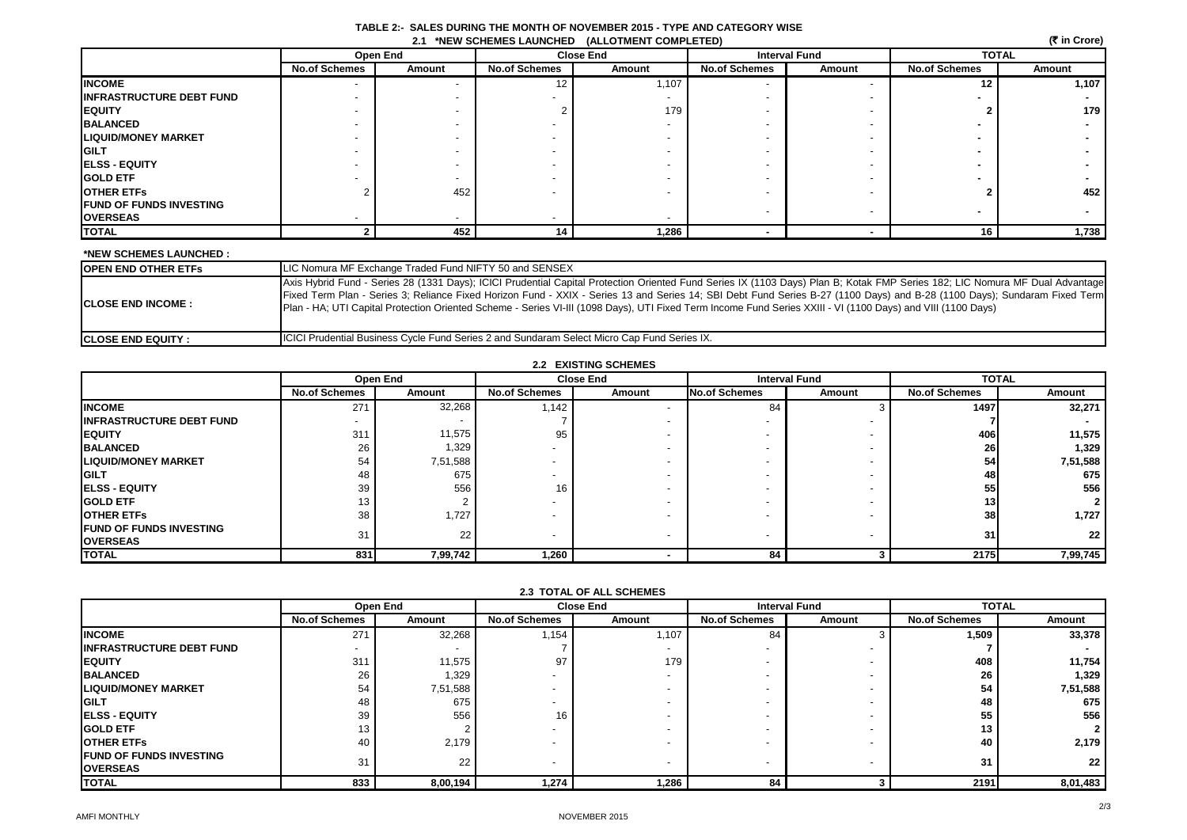# TABLE 2:- SALES DURING THE MONTH OF NOVEMBER 2015 - TYPE AND CATEGORY WISE

## 2.1 *NEW SCHEMES LAUNCHED (ALLOTMENT COMPLETED)

(₹ in Crore)

| | Open End | | Close End | | Interval Fund | | TOTAL | |
|---|---|---|---|---|---|---|---|---|
| | No.of Schemes | Amount | No.of Schemes | Amount | No.of Schemes | Amount | No.of Schemes | Amount |
| **INCOME** | - | - | 12 | 1,107 | - | - | 12 | 1,107 |
| **INFRASTRUCTURE DEBT FUND** | - | - | - | - | - | - | - | - |
| **EQUITY** | - | - | 2 | 179 | - | - | 2 | 179 |
| **BALANCED** | - | - | - | - | - | - | - | - |
| **LIQUID/MONEY MARKET** | - | - | - | - | - | - | - | - |
| **GILT** | - | - | - | - | - | - | - | - |
| **ELSS - EQUITY** | - | - | - | - | - | - | - | - |
| **GOLD ETF** | - | - | - | - | - | - | - | - |
| **OTHER ETFs** | 2 | 452 | - | - | - | - | 2 | 452 |
| **FUND OF FUNDS INVESTING OVERSEAS** | - | - | - | - | - | - | - | - |
| **TOTAL** | 2 | 452 | 14 | 1,286 | - | - | 16 | 1,738 |

**\*NEW SCHEMES LAUNCHED :**

| | |
|---|---|
| **OPEN END OTHER ETFs** | LIC Nomura MF Exchange Traded Fund NIFTY 50 and SENSEX |
| **CLOSE END INCOME :** | Axis Hybrid Fund - Series 28 (1331 Days); ICICI Prudential Capital Protection Oriented Fund Series IX (1103 Days) Plan B; Kotak FMP Series 182; LIC Nomura MF Dual Advantage Fixed Term Plan - Series 3; Reliance Fixed Horizon Fund - XXIX - Series 13 and Series 14; SBI Debt Fund Series B-27 (1100 Days) and B-28 (1100 Days); Sundaram Fixed Term Plan - HA; UTI Capital Protection Oriented Scheme - Series VI-III (1098 Days), UTI Fixed Term Income Fund Series XXIII - VI (1100 Days) and VIII (1100 Days) |
| **CLOSE END EQUITY :** | ICICI Prudential Business Cycle Fund Series 2 and Sundaram Select Micro Cap Fund Series IX. |

## 2.2 EXISTING SCHEMES

| | Open End | | Close End | | Interval Fund | | TOTAL | |
|---|---|---|---|---|---|---|---|---|
| | No.of Schemes | Amount | No.of Schemes | Amount | No.of Schemes | Amount | No.of Schemes | Amount |
| **INCOME** | 271 | 32,268 | 1,142 | - | 84 | 3 | 1497 | 32,271 |
| **INFRASTRUCTURE DEBT FUND** | - | - | 7 | - | - | - | 7 | - |
| **EQUITY** | 311 | 11,575 | 95 | - | - | - | 406 | 11,575 |
| **BALANCED** | 26 | 1,329 | - | - | - | - | 26 | 1,329 |
| **LIQUID/MONEY MARKET** | 54 | 7,51,588 | - | - | - | - | 54 | 7,51,588 |
| **GILT** | 48 | 675 | - | - | - | - | 48 | 675 |
| **ELSS - EQUITY** | 39 | 556 | 16 | - | - | - | 55 | 556 |
| **GOLD ETF** | 13 | 2 | - | - | - | - | 13 | 2 |
| **OTHER ETFs** | 38 | 1,727 | - | - | - | - | 38 | 1,727 |
| **FUND OF FUNDS INVESTING OVERSEAS** | 31 | 22 | - | - | - | - | 31 | 22 |
| **TOTAL** | 831 | 7,99,742 | 1,260 | - | 84 | 3 | 2175 | 7,99,745 |

## 2.3 TOTAL OF ALL SCHEMES

| | Open End | | Close End | | Interval Fund | | TOTAL | |
|---|---|---|---|---|---|---|---|---|
| | No.of Schemes | Amount | No.of Schemes | Amount | No.of Schemes | Amount | No.of Schemes | Amount |
| **INCOME** | 271 | 32,268 | 1,154 | 1,107 | 84 | 3 | 1,509 | 33,378 |
| **INFRASTRUCTURE DEBT FUND** | - | - | 7 | - | - | - | 7 | - |
| **EQUITY** | 311 | 11,575 | 97 | 179 | - | - | 408 | 11,754 |
| **BALANCED** | 26 | 1,329 | - | - | - | - | 26 | 1,329 |
| **LIQUID/MONEY MARKET** | 54 | 7,51,588 | - | - | - | - | 54 | 7,51,588 |
| **GILT** | 48 | 675 | - | - | - | - | 48 | 675 |
| **ELSS - EQUITY** | 39 | 556 | 16 | - | - | - | 55 | 556 |
| **GOLD ETF** | 13 | 2 | - | - | - | - | 13 | 2 |
| **OTHER ETFs** | 40 | 2,179 | - | - | - | - | 40 | 2,179 |
| **FUND OF FUNDS INVESTING OVERSEAS** | 31 | 22 | - | - | - | - | 31 | 22 |
| **TOTAL** | 833 | 8,00,194 | 1,274 | 1,286 | 84 | 3 | 2191 | 8,01,483 |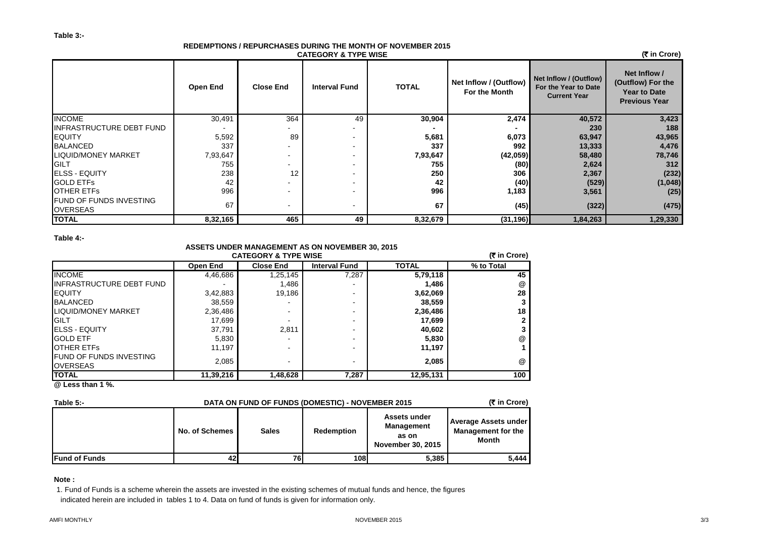**Table 3:-**

**REDEMPTIONS / REPURCHASES DURING THE MONTH OF NOVEMBER 2015**
**CATEGORY & TYPE WISE**

**(₹ in Crore)**

| | Open End | Close End | Interval Fund | TOTAL | Net Inflow / (Outflow) For the Month | Net Inflow / (Outflow) For the Year to Date Current Year | Net Inflow / (Outflow) For the Year to Date Previous Year |
|---|---|---|---|---|---|---|---|
| INCOME | 30,491 | 364 | 49 | 30,904 | 2,474 | 40,572 | 3,423 |
| INFRASTRUCTURE DEBT FUND | - | - | - | - | - | 230 | 188 |
| EQUITY | 5,592 | 89 | - | 5,681 | 6,073 | 63,947 | 43,965 |
| BALANCED | 337 | - | - | 337 | 992 | 13,333 | 4,476 |
| LIQUID/MONEY MARKET | 7,93,647 | - | - | 7,93,647 | (42,059) | 58,480 | 78,746 |
| GILT | 755 | - | - | 755 | (80) | 2,624 | 312 |
| ELSS - EQUITY | 238 | 12 | - | 250 | 306 | 2,367 | (232) |
| GOLD ETFs | 42 | - | - | 42 | (40) | (529) | (1,048) |
| OTHER ETFs | 996 | - | - | 996 | 1,183 | 3,561 | (25) |
| FUND OF FUNDS INVESTING OVERSEAS | 67 | - | - | 67 | (45) | (322) | (475) |
| TOTAL | 8,32,165 | 465 | 49 | 8,32,679 | (31,196) | 1,84,263 | 1,29,330 |

**Table 4:-**

**ASSETS UNDER MANAGEMENT AS ON NOVEMBER 30, 2015**
**CATEGORY & TYPE WISE**

**(₹ in Crore)**

| | Open End | Close End | Interval Fund | TOTAL | % to Total |
|---|---|---|---|---|---|
| INCOME | 4,46,686 | 1,25,145 | 7,287 | 5,79,118 | 45 |
| INFRASTRUCTURE DEBT FUND | - | 1,486 | - | 1,486 | @ |
| EQUITY | 3,42,883 | 19,186 | - | 3,62,069 | 28 |
| BALANCED | 38,559 | - | - | 38,559 | 3 |
| LIQUID/MONEY MARKET | 2,36,486 | - | - | 2,36,486 | 18 |
| GILT | 17,699 | - | - | 17,699 | 2 |
| ELSS - EQUITY | 37,791 | 2,811 | - | 40,602 | 3 |
| GOLD ETF | 5,830 | - | - | 5,830 | @ |
| OTHER ETFs | 11,197 | - | - | 11,197 | 1 |
| FUND OF FUNDS INVESTING OVERSEAS | 2,085 | - | - | 2,085 | @ |
| TOTAL | 11,39,216 | 1,48,628 | 7,287 | 12,95,131 | 100 |

**@ Less than 1 %.**

**Table 5:-**

**DATA ON FUND OF FUNDS (DOMESTIC) - NOVEMBER 2015**

**(₹ in Crore)**

| | No. of Schemes | Sales | Redemption | Assets under Management as on November 30, 2015 | Average Assets under Management for the Month |
|---|---|---|---|---|---|
| Fund of Funds | 42 | 76 | 108 | 5,385 | 5,444 |

**Note :**

1. Fund of Funds is a scheme wherein the assets are invested in the existing schemes of mutual funds and hence, the figures indicated herein are included in tables 1 to 4. Data on fund of funds is given for information only.